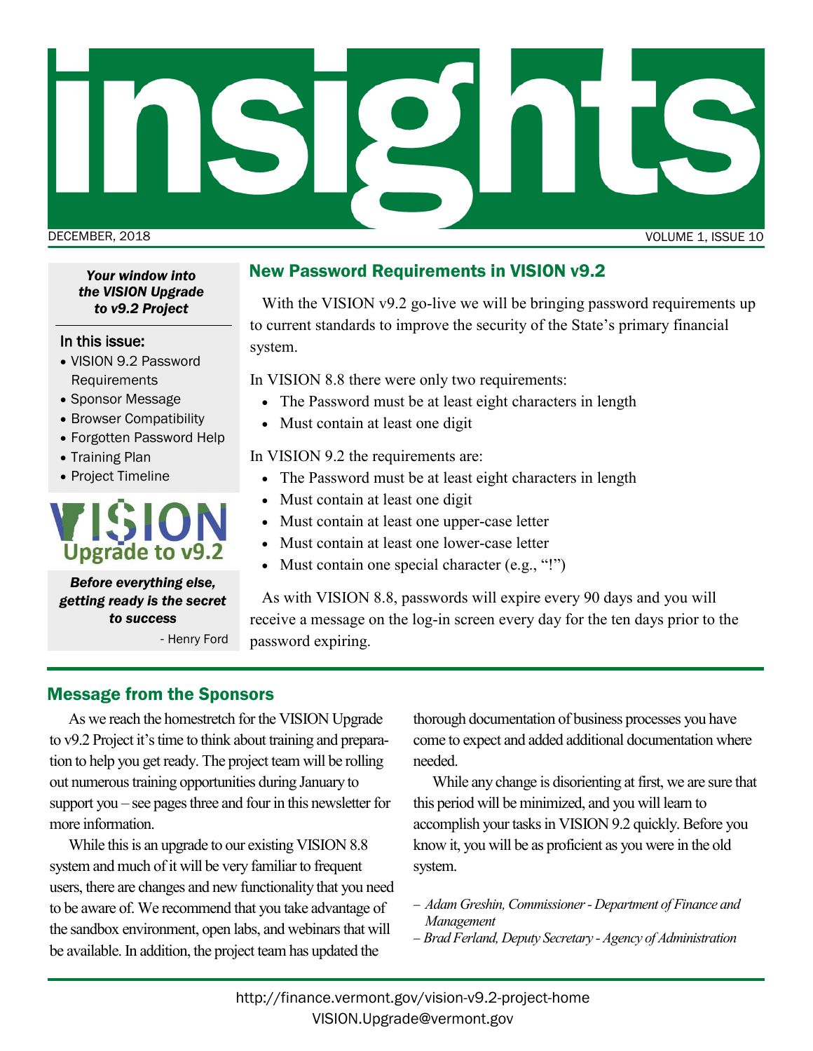# insights

DECEMBER, 2018 VOLUME 1, ISSUE 10

***Your window into the VISION Upgrade to v9.2 Project***

**In this issue:**

- VISION 9.2 Password Requirements
- Sponsor Message
- Browser Compatibility
- Forgotten Password Help
- Training Plan
- Project Timeline

VISION Upgrade to v9.2

***Before everything else, getting ready is the secret to success***

\- Henry Ford

## New Password Requirements in VISION v9.2

With the VISION v9.2 go-live we will be bringing password requirements up to current standards to improve the security of the State's primary financial system.

In VISION 8.8 there were only two requirements:

- The Password must be at least eight characters in length
- Must contain at least one digit

In VISION 9.2 the requirements are:

- The Password must be at least eight characters in length
- Must contain at least one digit
- Must contain at least one upper-case letter
- Must contain at least one lower-case letter
- Must contain one special character (e.g., "!")

As with VISION 8.8, passwords will expire every 90 days and you will receive a message on the log-in screen every day for the ten days prior to the password expiring.

## Message from the Sponsors

As we reach the homestretch for the VISION Upgrade to v9.2 Project it's time to think about training and preparation to help you get ready. The project team will be rolling out numerous training opportunities during January to support you – see pages three and four in this newsletter for more information.

While this is an upgrade to our existing VISION 8.8 system and much of it will be very familiar to frequent users, there are changes and new functionality that you need to be aware of. We recommend that you take advantage of the sandbox environment, open labs, and webinars that will be available. In addition, the project team has updated the thorough documentation of business processes you have come to expect and added additional documentation where needed.

While any change is disorienting at first, we are sure that this period will be minimized, and you will learn to accomplish your tasks in VISION 9.2 quickly. Before you know it, you will be as proficient as you were in the old system.

*– Adam Greshin, Commissioner - Department of Finance and Management*

*– Brad Ferland, Deputy Secretary - Agency of Administration*

http://finance.vermont.gov/vision-v9.2-project-home
VISION.Upgrade@vermont.gov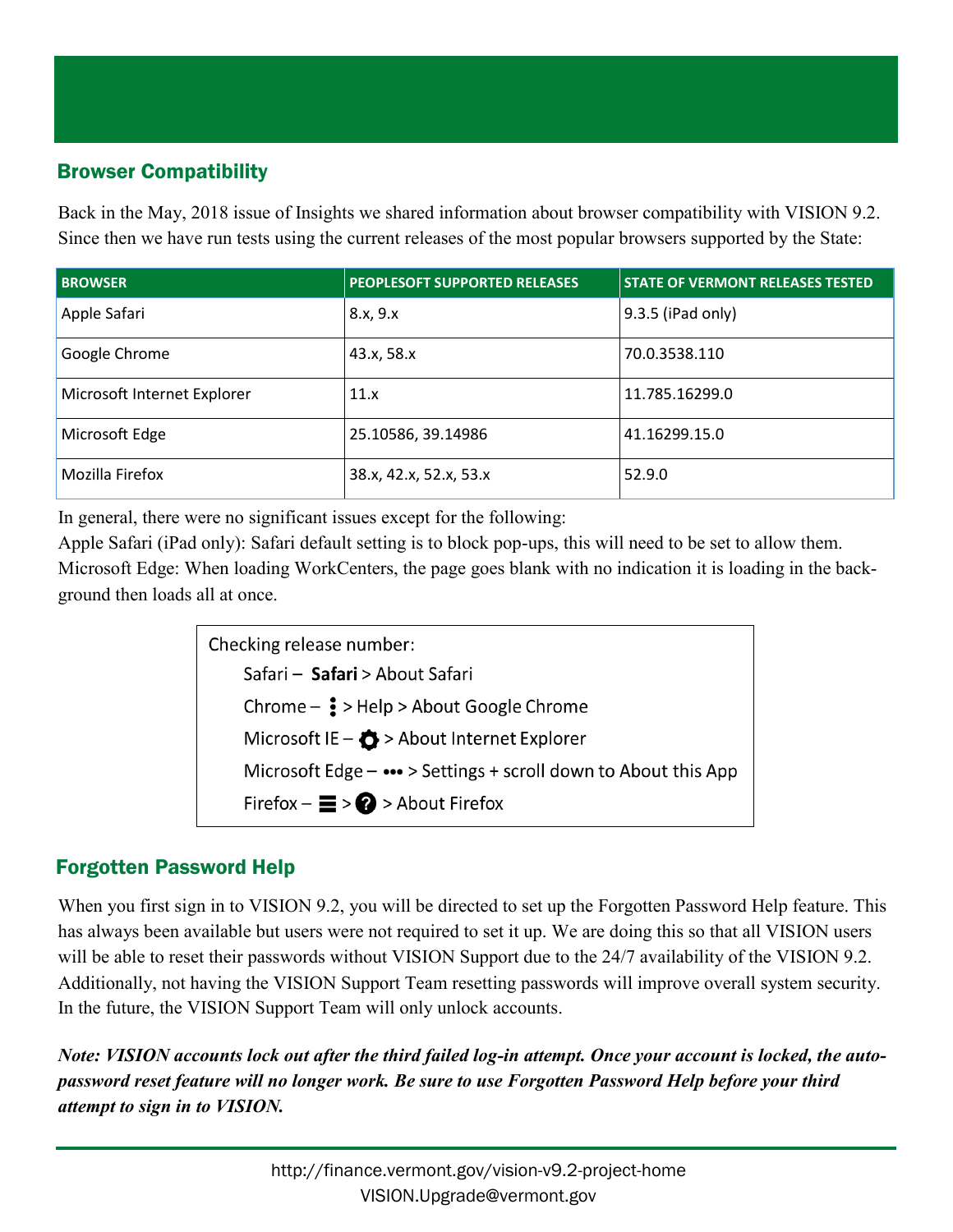## Browser Compatibility

Back in the May, 2018 issue of Insights we shared information about browser compatibility with VISION 9.2. Since then we have run tests using the current releases of the most popular browsers supported by the State:

| BROWSER | PEOPLESOFT SUPPORTED RELEASES | STATE OF VERMONT RELEASES TESTED |
|---|---|---|
| Apple Safari | 8.x, 9.x | 9.3.5 (iPad only) |
| Google Chrome | 43.x, 58.x | 70.0.3538.110 |
| Microsoft Internet Explorer | 11.x | 11.785.16299.0 |
| Microsoft Edge | 25.10586, 39.14986 | 41.16299.15.0 |
| Mozilla Firefox | 38.x, 42.x, 52.x, 53.x | 52.9.0 |

In general, there were no significant issues except for the following:

Apple Safari (iPad only): Safari default setting is to block pop-ups, this will need to be set to allow them.

Microsoft Edge: When loading WorkCenters, the page goes blank with no indication it is loading in the background then loads all at once.

Checking release number:

- Safari – **Safari** > About Safari
- Chrome – ⋮ > Help > About Google Chrome
- Microsoft IE – ⚙ > About Internet Explorer
- Microsoft Edge – ••• > Settings + scroll down to About this App
- Firefox – ☰ > ? > About Firefox

## Forgotten Password Help

When you first sign in to VISION 9.2, you will be directed to set up the Forgotten Password Help feature. This has always been available but users were not required to set it up. We are doing this so that all VISION users will be able to reset their passwords without VISION Support due to the 24/7 availability of the VISION 9.2. Additionally, not having the VISION Support Team resetting passwords will improve overall system security. In the future, the VISION Support Team will only unlock accounts.

***Note: VISION accounts lock out after the third failed log-in attempt. Once your account is locked, the auto-password reset feature will no longer work. Be sure to use Forgotten Password Help before your third attempt to sign in to VISION.***

http://finance.vermont.gov/vision-v9.2-project-home
VISION.Upgrade@vermont.gov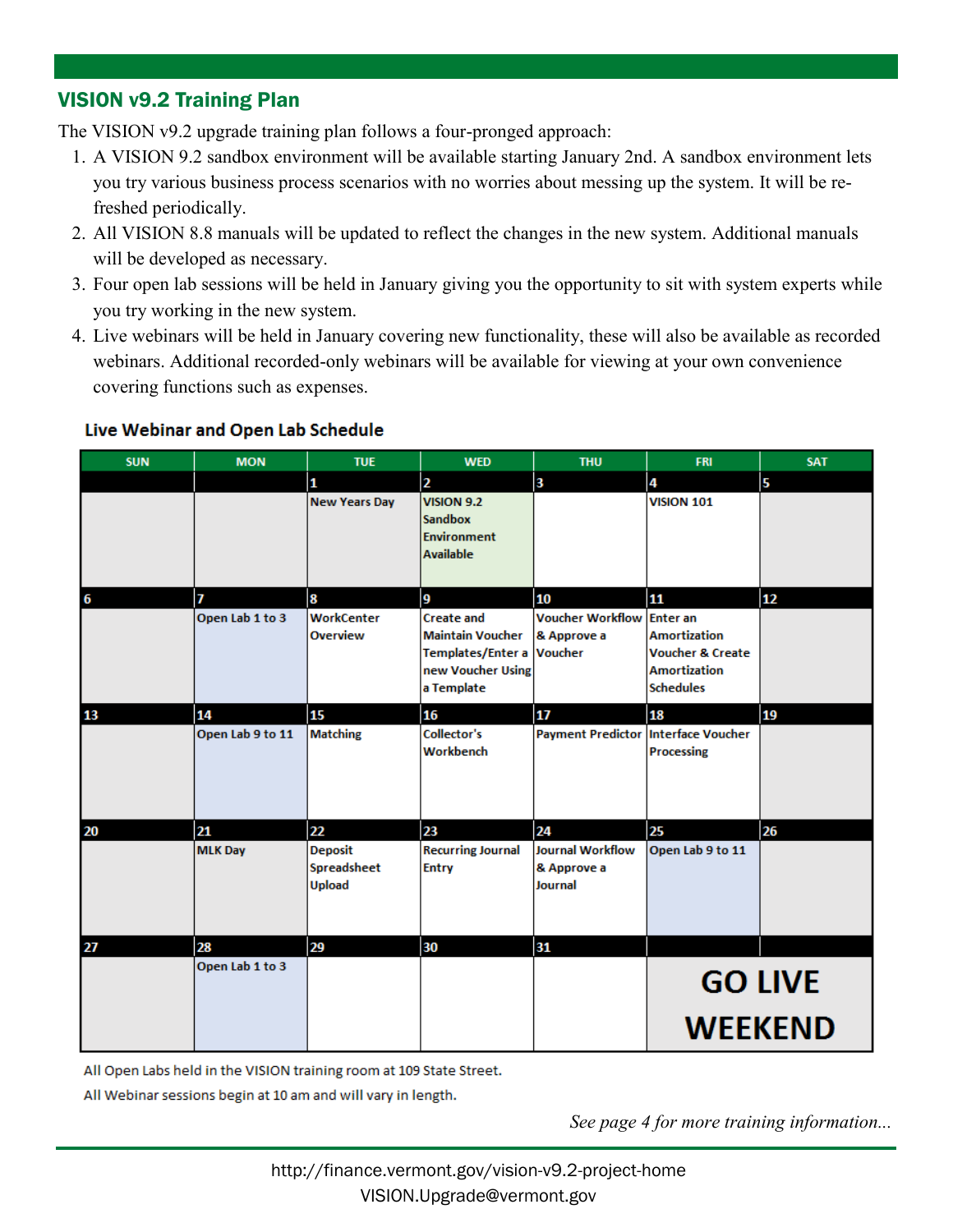## VISION v9.2 Training Plan

The VISION v9.2 upgrade training plan follows a four-pronged approach:

1. A VISION 9.2 sandbox environment will be available starting January 2nd. A sandbox environment lets you try various business process scenarios with no worries about messing up the system. It will be re-freshed periodically.
2. All VISION 8.8 manuals will be updated to reflect the changes in the new system. Additional manuals will be developed as necessary.
3. Four open lab sessions will be held in January giving you the opportunity to sit with system experts while you try working in the new system.
4. Live webinars will be held in January covering new functionality, these will also be available as recorded webinars. Additional recorded-only webinars will be available for viewing at your own convenience covering functions such as expenses.

### Live Webinar and Open Lab Schedule

| SUN | MON | TUE | WED | THU | FRI | SAT |
|---|---|---|---|---|---|---|
| | | 1 New Years Day | 2 VISION 9.2 Sandbox Environment Available | 3 | 4 VISION 101 | 5 |
| 6 | 7 Open Lab 1 to 3 | 8 WorkCenter Overview | 9 Create and Maintain Voucher Templates/Enter a new Voucher Using a Template | 10 Voucher Workflow & Approve a Voucher | 11 Enter an Amortization Voucher & Create Amortization Schedules | 12 |
| 13 | 14 Open Lab 9 to 11 | 15 Matching | 16 Collector's Workbench | 17 Payment Predictor | 18 Interface Voucher Processing | 19 |
| 20 | 21 MLK Day | 22 Deposit Spreadsheet Upload | 23 Recurring Journal Entry | 24 Journal Workflow & Approve a Journal | 25 Open Lab 9 to 11 | 26 |
| 27 | 28 Open Lab 1 to 3 | 29 | 30 | 31 | GO LIVE WEEKEND | |

All Open Labs held in the VISION training room at 109 State Street.

All Webinar sessions begin at 10 am and will vary in length.

*See page 4 for more training information...*

http://finance.vermont.gov/vision-v9.2-project-home
VISION.Upgrade@vermont.gov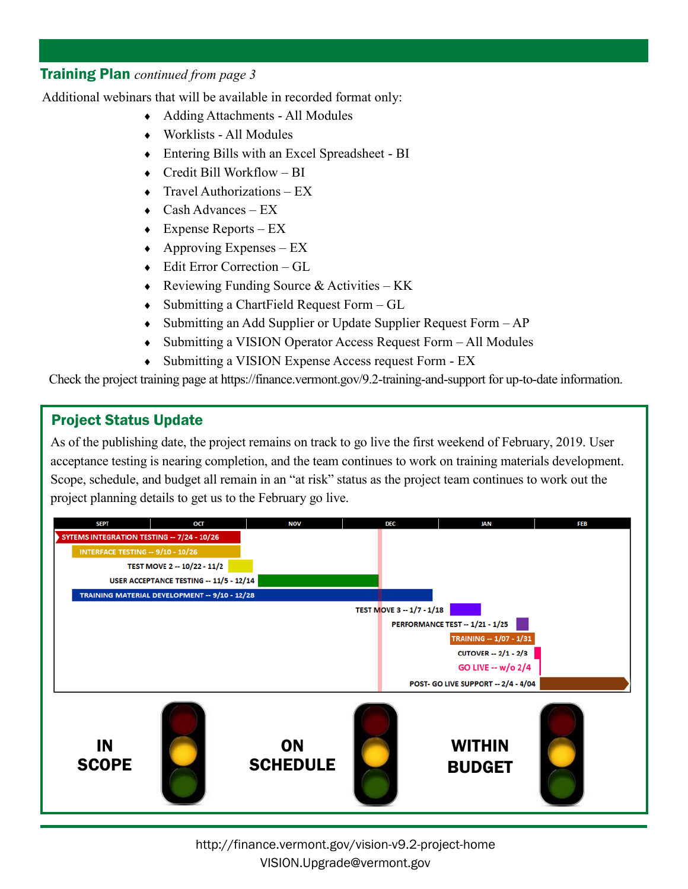## Training Plan *continued from page 3*

Additional webinars that will be available in recorded format only:

- Adding Attachments - All Modules
- Worklists - All Modules
- Entering Bills with an Excel Spreadsheet - BI
- Credit Bill Workflow – BI
- Travel Authorizations – EX
- Cash Advances – EX
- Expense Reports – EX
- Approving Expenses – EX
- Edit Error Correction – GL
- Reviewing Funding Source & Activities – KK
- Submitting a ChartField Request Form – GL
- Submitting an Add Supplier or Update Supplier Request Form – AP
- Submitting a VISION Operator Access Request Form – All Modules
- Submitting a VISION Expense Access request Form - EX

Check the project training page at https://finance.vermont.gov/9.2-training-and-support for up-to-date information.

## Project Status Update

As of the publishing date, the project remains on track to go live the first weekend of February, 2019. User acceptance testing is nearing completion, and the team continues to work on training materials development. Scope, schedule, and budget all remain in an "at risk" status as the project team continues to work out the project planning details to get us to the February go live.

SEPT OCT NOV DEC JAN FEB

SYTEMS INTEGRATION TESTING -- 7/24 - 10/26

INTERFACE TESTING -- 9/10 - 10/26

TEST MOVE 2 -- 10/22 - 11/2

USER ACCEPTANCE TESTING -- 11/5 - 12/14

TRAINING MATERIAL DEVELOPMENT -- 9/10 - 12/28

TEST MOVE 3 -- 1/7 - 1/18

PERFORMANCE TEST -- 1/21 - 1/25

TRAINING -- 1/07 - 1/31

CUTOVER -- 2/1 - 2/3

GO LIVE -- w/o 2/4

POST- GO LIVE SUPPORT -- 2/4 - 4/04

IN SCOPE

ON SCHEDULE

WITHIN BUDGET

http://finance.vermont.gov/vision-v9.2-project-home

VISION.Upgrade@vermont.gov